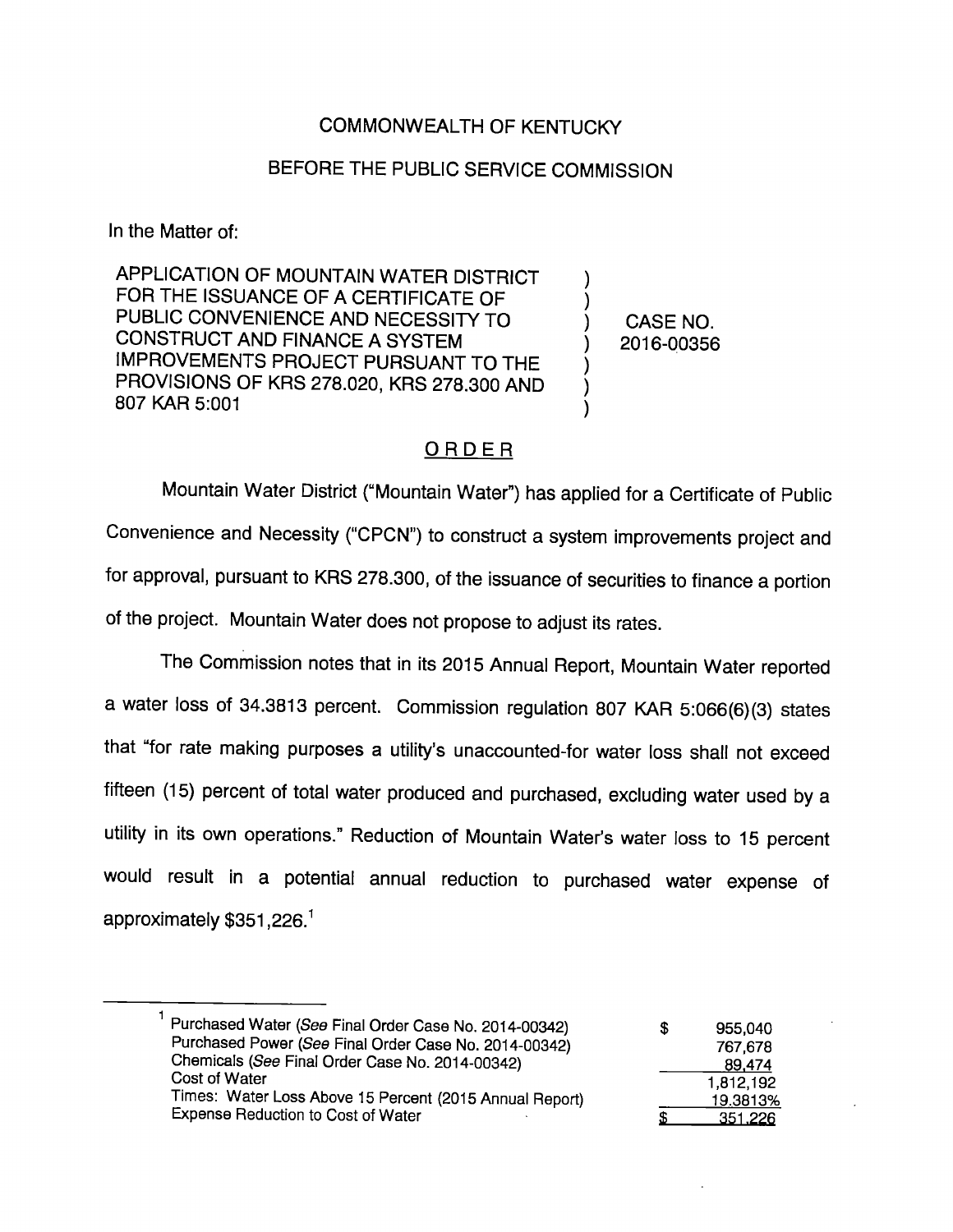COMMONWEALTH OF KENTUCKY

BEFORE THE PUBLIC SERVICE COMMISSION

In the Matter of:

| | | |
|---|---|---|
| APPLICATION OF MOUNTAIN WATER DISTRICT FOR THE ISSUANCE OF A CERTIFICATE OF PUBLIC CONVENIENCE AND NECESSITY TO CONSTRUCT AND FINANCE A SYSTEM IMPROVEMENTS PROJECT PURSUANT TO THE PROVISIONS OF KRS 278.020, KRS 278.300 AND 807 KAR 5:001 | ) | CASE NO. 2016-00356 |

## ORDER

Mountain Water District ("Mountain Water") has applied for a Certificate of Public Convenience and Necessity ("CPCN") to construct a system improvements project and for approval, pursuant to KRS 278.300, of the issuance of securities to finance a portion of the project. Mountain Water does not propose to adjust its rates.

The Commission notes that in its 2015 Annual Report, Mountain Water reported a water loss of 34.3813 percent. Commission regulation 807 KAR 5:066(6)(3) states that "for rate making purposes a utility's unaccounted-for water loss shall not exceed fifteen (15) percent of total water produced and purchased, excluding water used by a utility in its own operations." Reduction of Mountain Water's water loss to 15 percent would result in a potential annual reduction to purchased water expense of approximately $351,226.[1]

---

[1]

| | | |
|---|---|---|
| Purchased Water (*See* Final Order Case No. 2014-00342) | $ | 955,040 |
| Purchased Power (*See* Final Order Case No. 2014-00342) | | 767,678 |
| Chemicals (*See* Final Order Case No. 2014-00342) | | 89,474 |
| Cost of Water | | 1,812,192 |
| Times: Water Loss Above 15 Percent (2015 Annual Report) | | 19.3813% |
| Expense Reduction to Cost of Water | $ | 351,226 |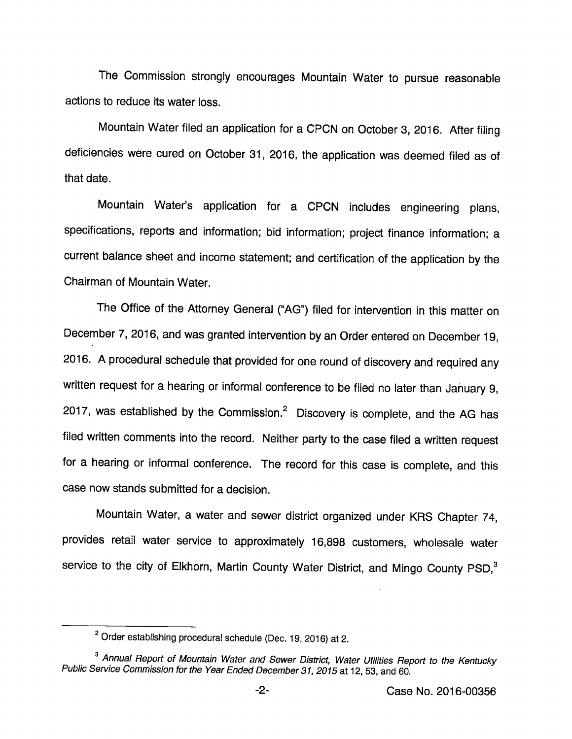The Commission strongly encourages Mountain Water to pursue reasonable actions to reduce its water loss.

Mountain Water filed an application for a CPCN on October 3, 2016. After filing deficiencies were cured on October 31, 2016, the application was deemed filed as of that date.

Mountain Water's application for a CPCN includes engineering plans, specifications, reports and information; bid information; project finance information; a current balance sheet and income statement; and certification of the application by the Chairman of Mountain Water.

The Office of the Attorney General ("AG") filed for intervention in this matter on December 7, 2016, and was granted intervention by an Order entered on December 19, 2016. A procedural schedule that provided for one round of discovery and required any written request for a hearing or informal conference to be filed no later than January 9, 2017, was established by the Commission.[2] Discovery is complete, and the AG has filed written comments into the record. Neither party to the case filed a written request for a hearing or informal conference. The record for this case is complete, and this case now stands submitted for a decision.

Mountain Water, a water and sewer district organized under KRS Chapter 74, provides retail water service to approximately 16,898 customers, wholesale water service to the city of Elkhorn, Martin County Water District, and Mingo County PSD,[3]

---

[2] Order establishing procedural schedule (Dec. 19, 2016) at 2.

[3] *Annual Report of Mountain Water and Sewer District, Water Utilities Report to the Kentucky Public Service Commission for the Year Ended December 31, 2015* at 12, 53, and 60.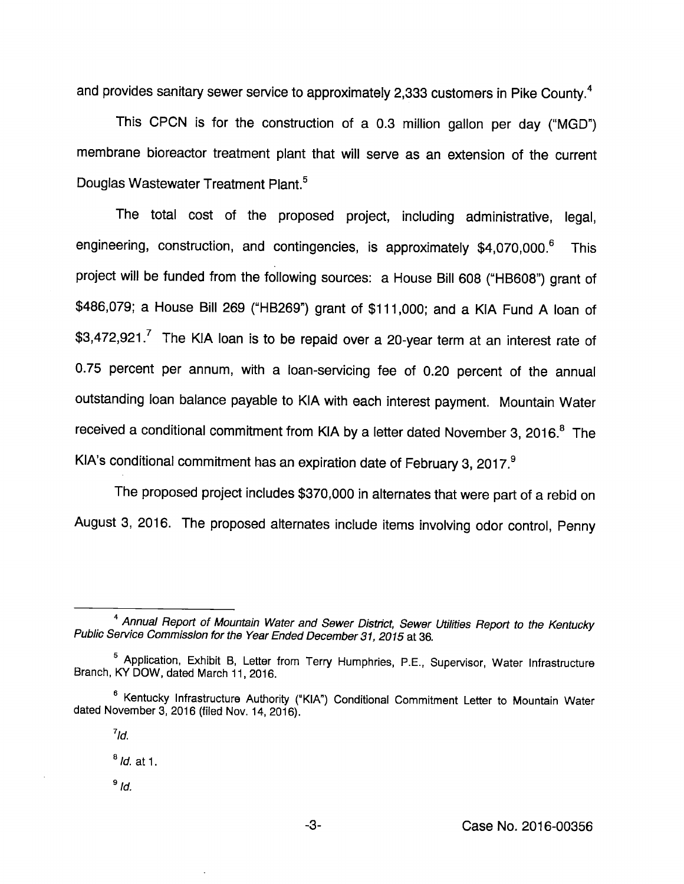and provides sanitary sewer service to approximately 2,333 customers in Pike County.[4]

This CPCN is for the construction of a 0.3 million gallon per day ("MGD") membrane bioreactor treatment plant that will serve as an extension of the current Douglas Wastewater Treatment Plant.[5]

The total cost of the proposed project, including administrative, legal, engineering, construction, and contingencies, is approximately $4,070,000.[6] This project will be funded from the following sources: a House Bill 608 ("HB608") grant of $486,079; a House Bill 269 ("HB269") grant of $111,000; and a KIA Fund A loan of $3,472,921.[7] The KIA loan is to be repaid over a 20-year term at an interest rate of 0.75 percent per annum, with a loan-servicing fee of 0.20 percent of the annual outstanding loan balance payable to KIA with each interest payment. Mountain Water received a conditional commitment from KIA by a letter dated November 3, 2016.[8] The KIA's conditional commitment has an expiration date of February 3, 2017.[9]

The proposed project includes $370,000 in alternates that were part of a rebid on August 3, 2016. The proposed alternates include items involving odor control, Penny

---

[4] *Annual Report of Mountain Water and Sewer District, Sewer Utilities Report to the Kentucky Public Service Commission for the Year Ended December 31, 2015* at 36.

[5] Application, Exhibit B, Letter from Terry Humphries, P.E., Supervisor, Water Infrastructure Branch, KY DOW, dated March 11, 2016.

[6] Kentucky Infrastructure Authority ("KIA") Conditional Commitment Letter to Mountain Water dated November 3, 2016 (filed Nov. 14, 2016).

[7] *Id.*

[8] *Id.* at 1.

[9] *Id.*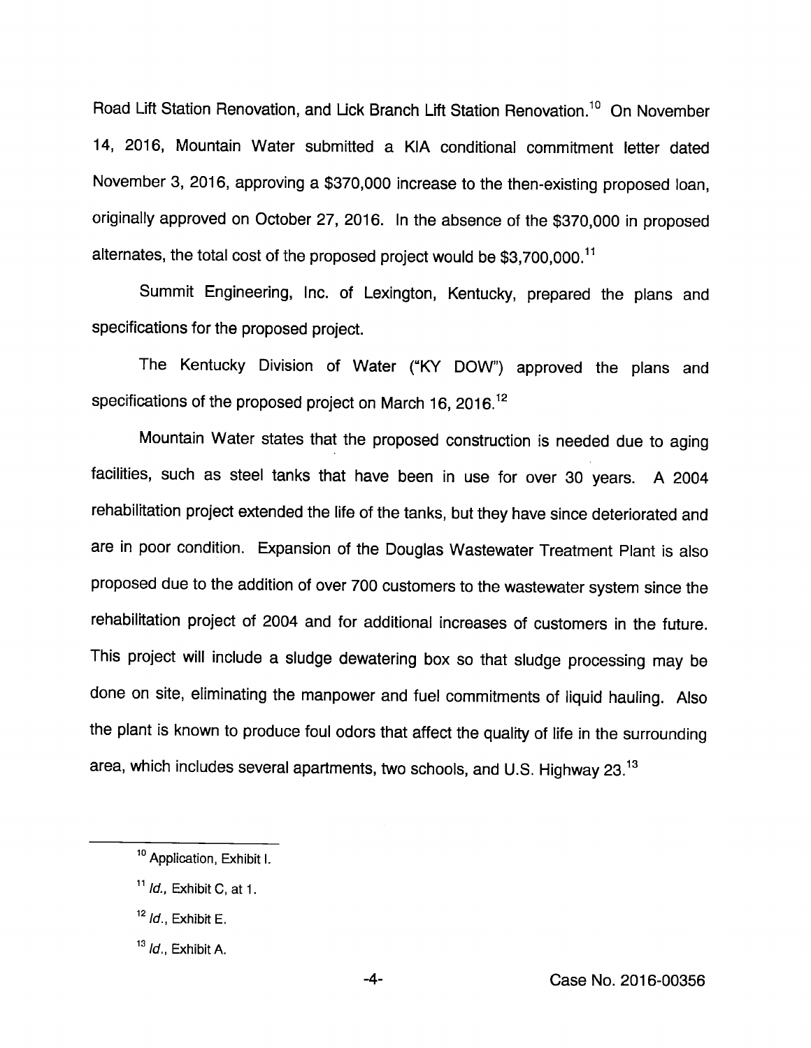Road Lift Station Renovation, and Lick Branch Lift Station Renovation.[10] On November 14, 2016, Mountain Water submitted a KIA conditional commitment letter dated November 3, 2016, approving a $370,000 increase to the then-existing proposed loan, originally approved on October 27, 2016. In the absence of the $370,000 in proposed alternates, the total cost of the proposed project would be $3,700,000.[11]

Summit Engineering, Inc. of Lexington, Kentucky, prepared the plans and specifications for the proposed project.

The Kentucky Division of Water ("KY DOW") approved the plans and specifications of the proposed project on March 16, 2016.[12]

Mountain Water states that the proposed construction is needed due to aging facilities, such as steel tanks that have been in use for over 30 years. A 2004 rehabilitation project extended the life of the tanks, but they have since deteriorated and are in poor condition. Expansion of the Douglas Wastewater Treatment Plant is also proposed due to the addition of over 700 customers to the wastewater system since the rehabilitation project of 2004 and for additional increases of customers in the future. This project will include a sludge dewatering box so that sludge processing may be done on site, eliminating the manpower and fuel commitments of liquid hauling. Also the plant is known to produce foul odors that affect the quality of life in the surrounding area, which includes several apartments, two schools, and U.S. Highway 23.[13]

---

[10] Application, Exhibit I.

[11] *Id.*, Exhibit C, at 1.

[12] *Id.*, Exhibit E.

[13] *Id.*, Exhibit A.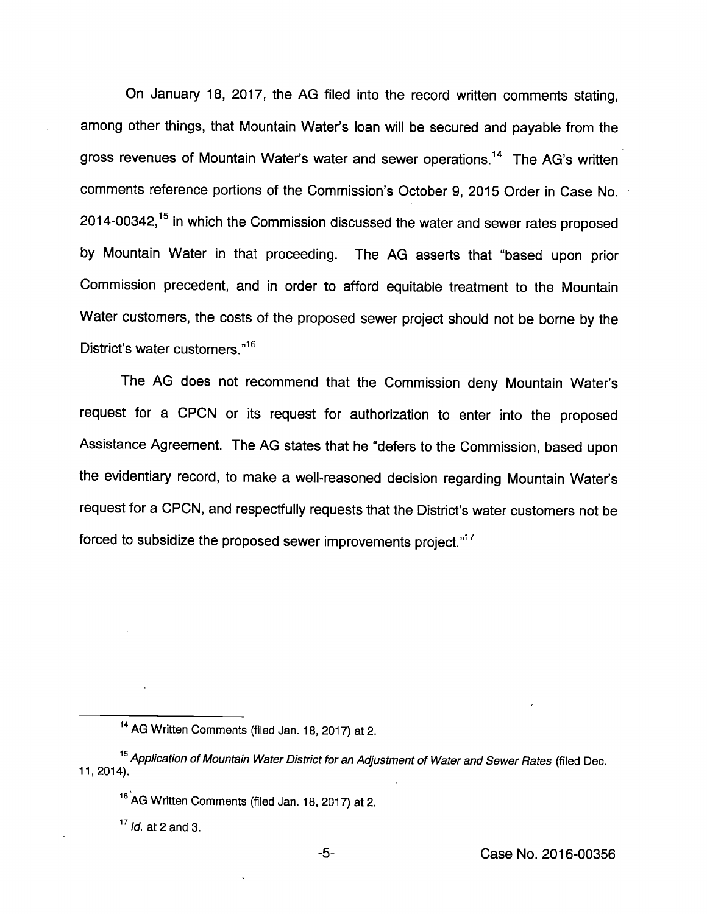On January 18, 2017, the AG filed into the record written comments stating, among other things, that Mountain Water's loan will be secured and payable from the gross revenues of Mountain Water's water and sewer operations.[14] The AG's written comments reference portions of the Commission's October 9, 2015 Order in Case No. 2014-00342,[15] in which the Commission discussed the water and sewer rates proposed by Mountain Water in that proceeding. The AG asserts that "based upon prior Commission precedent, and in order to afford equitable treatment to the Mountain Water customers, the costs of the proposed sewer project should not be borne by the District's water customers."[16]

The AG does not recommend that the Commission deny Mountain Water's request for a CPCN or its request for authorization to enter into the proposed Assistance Agreement. The AG states that he "defers to the Commission, based upon the evidentiary record, to make a well-reasoned decision regarding Mountain Water's request for a CPCN, and respectfully requests that the District's water customers not be forced to subsidize the proposed sewer improvements project."[17]

---

[14] AG Written Comments (filed Jan. 18, 2017) at 2.

[15] *Application of Mountain Water District for an Adjustment of Water and Sewer Rates* (filed Dec. 11, 2014).

[16] AG Written Comments (filed Jan. 18, 2017) at 2.

[17] *Id.* at 2 and 3.

Case No. 2016-00356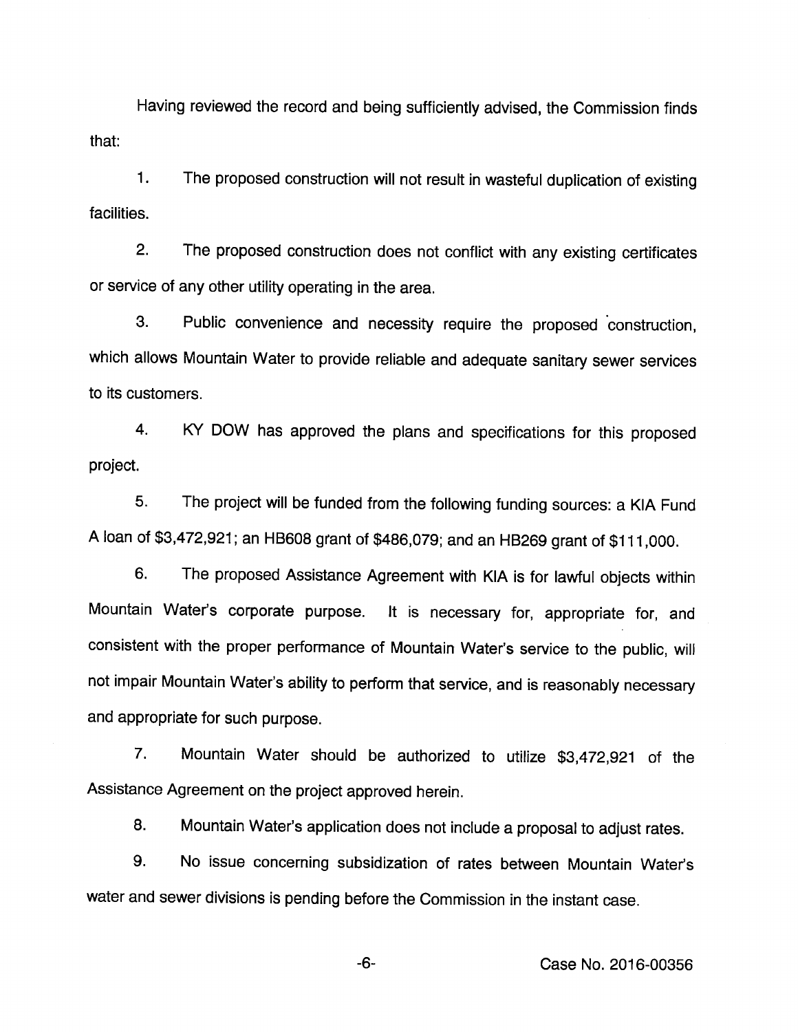Having reviewed the record and being sufficiently advised, the Commission finds that:

1. The proposed construction will not result in wasteful duplication of existing facilities.

2. The proposed construction does not conflict with any existing certificates or service of any other utility operating in the area.

3. Public convenience and necessity require the proposed construction, which allows Mountain Water to provide reliable and adequate sanitary sewer services to its customers.

4. KY DOW has approved the plans and specifications for this proposed project.

5. The project will be funded from the following funding sources: a KIA Fund A loan of $3,472,921; an HB608 grant of $486,079; and an HB269 grant of $111,000.

6. The proposed Assistance Agreement with KIA is for lawful objects within Mountain Water's corporate purpose. It is necessary for, appropriate for, and consistent with the proper performance of Mountain Water's service to the public, will not impair Mountain Water's ability to perform that service, and is reasonably necessary and appropriate for such purpose.

7. Mountain Water should be authorized to utilize $3,472,921 of the Assistance Agreement on the project approved herein.

8. Mountain Water's application does not include a proposal to adjust rates.

9. No issue concerning subsidization of rates between Mountain Water's water and sewer divisions is pending before the Commission in the instant case.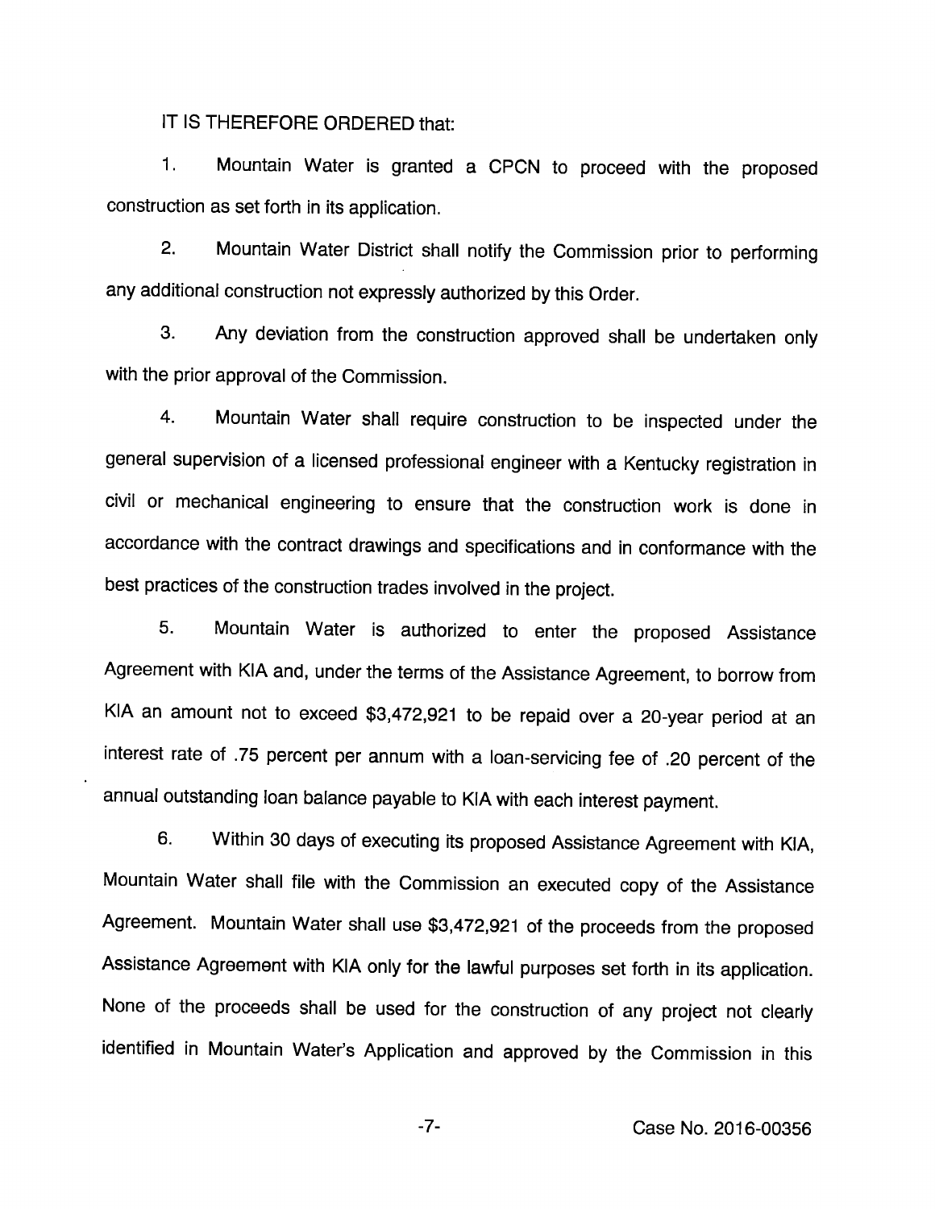IT IS THEREFORE ORDERED that:

1. Mountain Water is granted a CPCN to proceed with the proposed construction as set forth in its application.

2. Mountain Water District shall notify the Commission prior to performing any additional construction not expressly authorized by this Order.

3. Any deviation from the construction approved shall be undertaken only with the prior approval of the Commission.

4. Mountain Water shall require construction to be inspected under the general supervision of a licensed professional engineer with a Kentucky registration in civil or mechanical engineering to ensure that the construction work is done in accordance with the contract drawings and specifications and in conformance with the best practices of the construction trades involved in the project.

5. Mountain Water is authorized to enter the proposed Assistance Agreement with KIA and, under the terms of the Assistance Agreement, to borrow from KIA an amount not to exceed $3,472,921 to be repaid over a 20-year period at an interest rate of .75 percent per annum with a loan-servicing fee of .20 percent of the annual outstanding loan balance payable to KIA with each interest payment.

6. Within 30 days of executing its proposed Assistance Agreement with KIA, Mountain Water shall file with the Commission an executed copy of the Assistance Agreement. Mountain Water shall use $3,472,921 of the proceeds from the proposed Assistance Agreement with KIA only for the lawful purposes set forth in its application. None of the proceeds shall be used for the construction of any project not clearly identified in Mountain Water's Application and approved by the Commission in this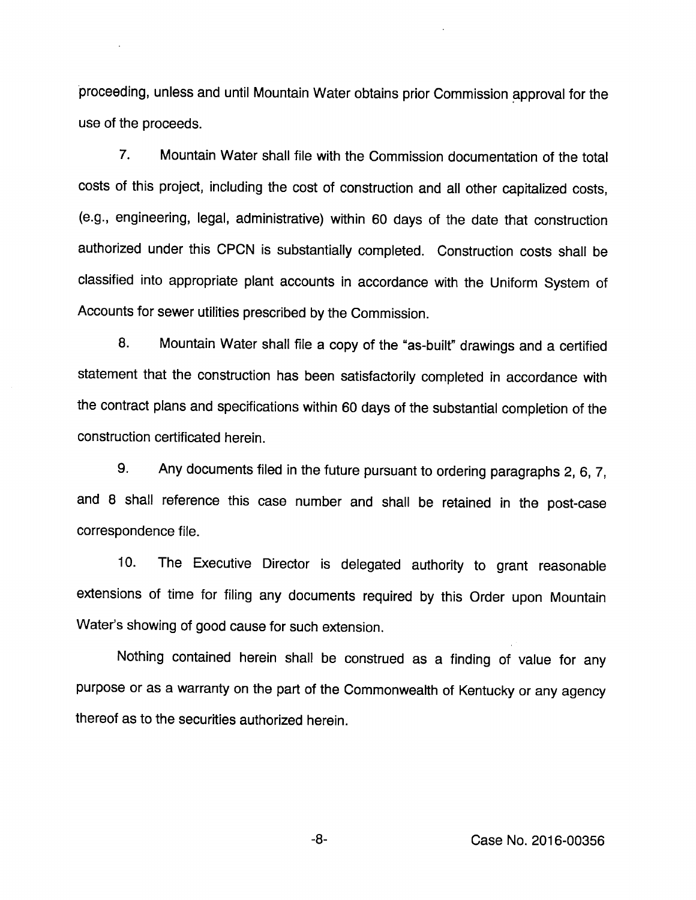proceeding, unless and until Mountain Water obtains prior Commission approval for the use of the proceeds.

7. Mountain Water shall file with the Commission documentation of the total costs of this project, including the cost of construction and all other capitalized costs, (e.g., engineering, legal, administrative) within 60 days of the date that construction authorized under this CPCN is substantially completed. Construction costs shall be classified into appropriate plant accounts in accordance with the Uniform System of Accounts for sewer utilities prescribed by the Commission.

8. Mountain Water shall file a copy of the "as-built" drawings and a certified statement that the construction has been satisfactorily completed in accordance with the contract plans and specifications within 60 days of the substantial completion of the construction certificated herein.

9. Any documents filed in the future pursuant to ordering paragraphs 2, 6, 7, and 8 shall reference this case number and shall be retained in the post-case correspondence file.

10. The Executive Director is delegated authority to grant reasonable extensions of time for filing any documents required by this Order upon Mountain Water's showing of good cause for such extension.

Nothing contained herein shall be construed as a finding of value for any purpose or as a warranty on the part of the Commonwealth of Kentucky or any agency thereof as to the securities authorized herein.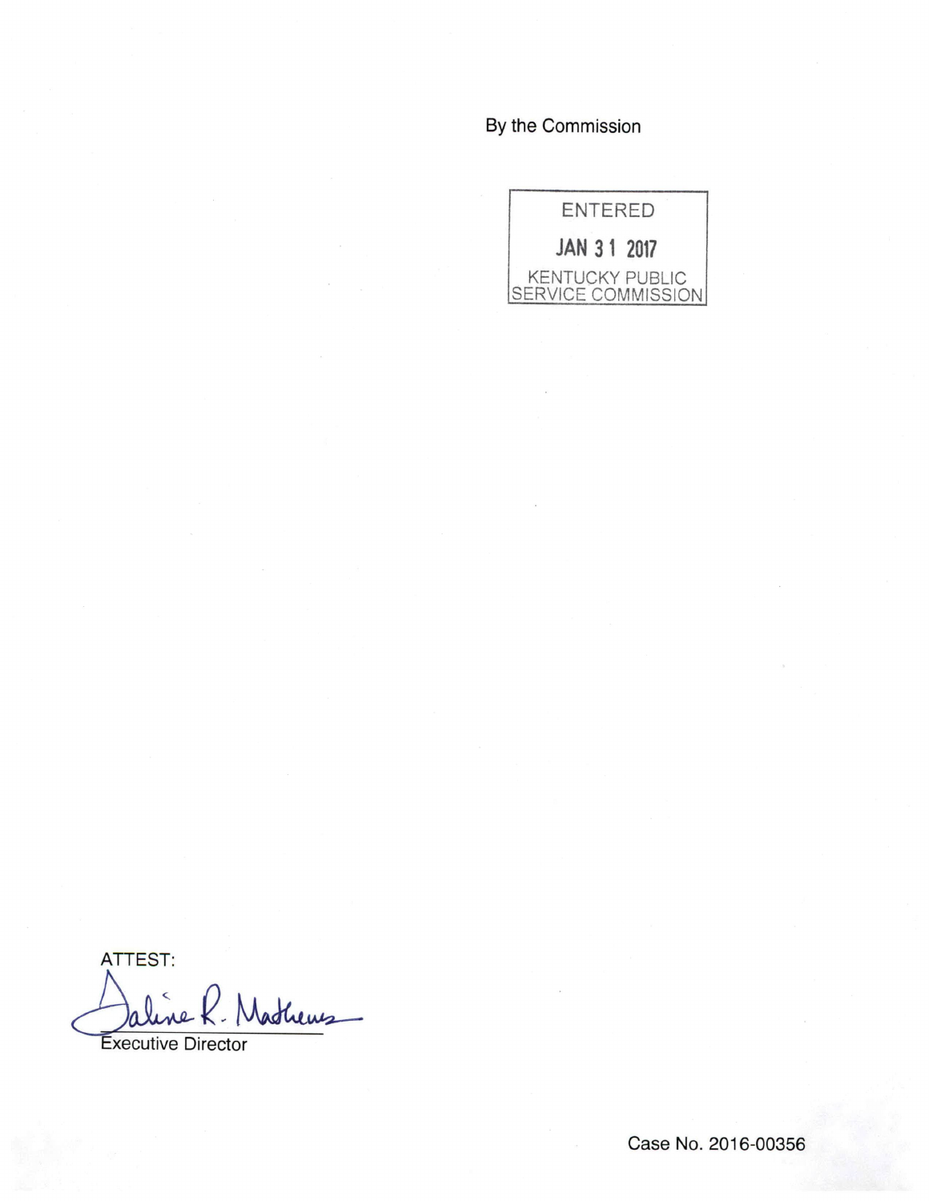By the Commission

ENTERED

JAN 31 2017

KENTUCKY PUBLIC SERVICE COMMISSION

ATTEST:

Executive Director

Case No. 2016-00356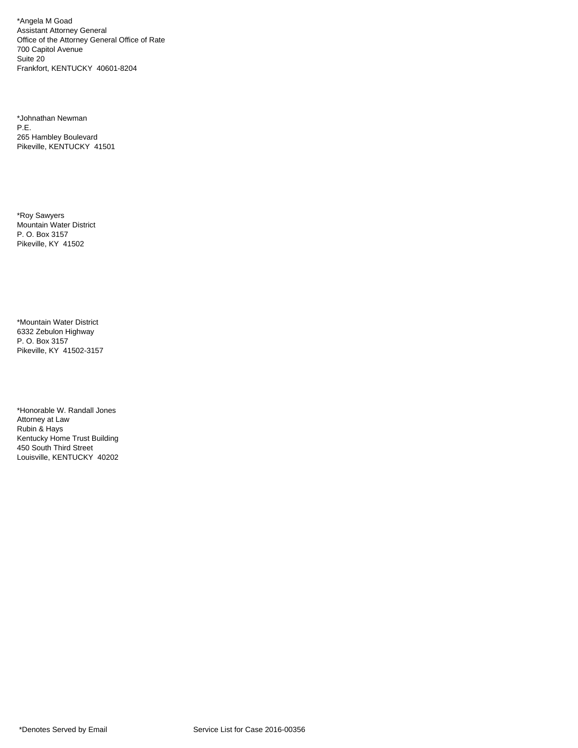*Angela M Goad
Assistant Attorney General
Office of the Attorney General Office of Rate
700 Capitol Avenue
Suite 20
Frankfort, KENTUCKY 40601-8204

*Johnathan Newman
P.E.
265 Hambley Boulevard
Pikeville, KENTUCKY 41501

*Roy Sawyers
Mountain Water District
P. O. Box 3157
Pikeville, KY 41502

*Mountain Water District
6332 Zebulon Highway
P. O. Box 3157
Pikeville, KY 41502-3157

*Honorable W. Randall Jones
Attorney at Law
Rubin & Hays
Kentucky Home Trust Building
450 South Third Street
Louisville, KENTUCKY 40202

*Denotes Served by Email

Service List for Case 2016-00356